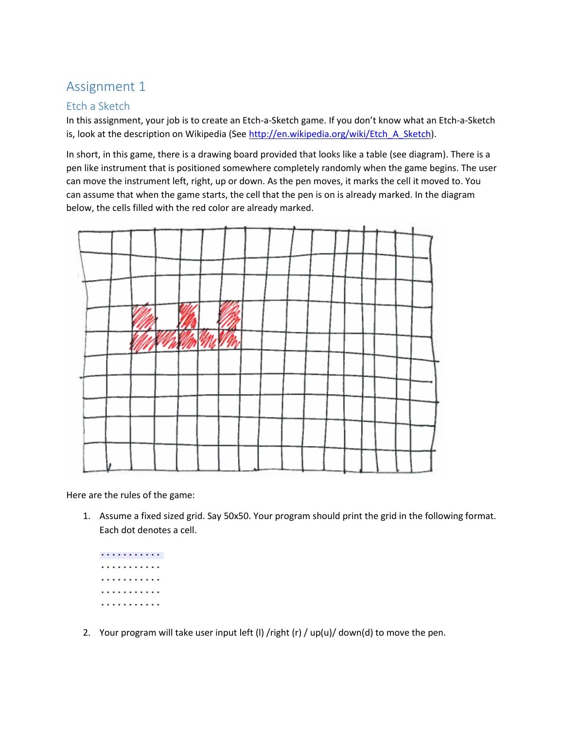# Assignment 1

## Etch a Sketch

In this assignment, your job is to create an Etch-a-Sketch game. If you don't know what an Etch-a-Sketch is, look at the description on Wikipedia (See http://en.wikipedia.org/wiki/Etch_A_Sketch).

In short, in this game, there is a drawing board provided that looks like a table (see diagram). There is a pen like instrument that is positioned somewhere completely randomly when the game begins. The user can move the instrument left, right, up or down. As the pen moves, it marks the cell it moved to. You can assume that when the game starts, the cell that the pen is on is already marked. In the diagram below, the cells filled with the red color are already marked.

Here are the rules of the game:

1. Assume a fixed sized grid. Say 50x50. Your program should print the grid in the following format. Each dot denotes a cell.

```
. . . . . . . . . . .
. . . . . . . . . . .
. . . . . . . . . . .
. . . . . . . . . . .
. . . . . . . . . . .
```

2. Your program will take user input left (l) /right (r) / up(u)/ down(d) to move the pen.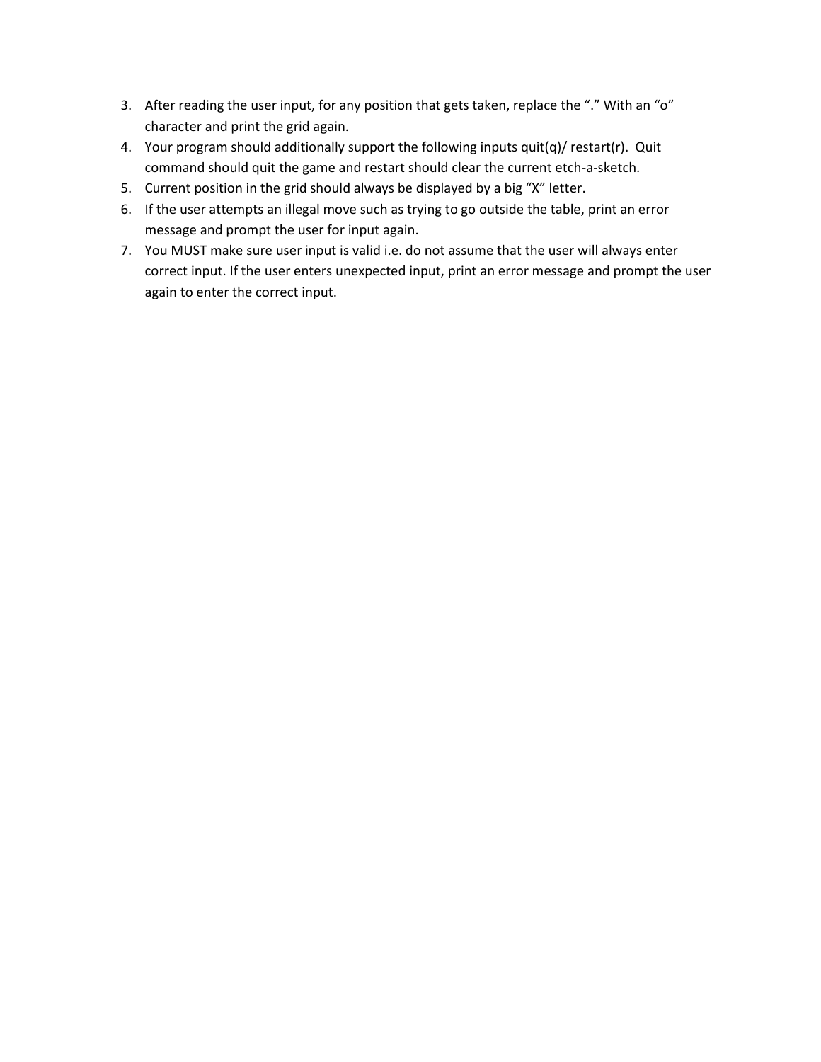3. After reading the user input, for any position that gets taken, replace the "." With an "o" character and print the grid again.
4. Your program should additionally support the following inputs quit(q)/ restart(r). Quit command should quit the game and restart should clear the current etch-a-sketch.
5. Current position in the grid should always be displayed by a big "X" letter.
6. If the user attempts an illegal move such as trying to go outside the table, print an error message and prompt the user for input again.
7. You MUST make sure user input is valid i.e. do not assume that the user will always enter correct input. If the user enters unexpected input, print an error message and prompt the user again to enter the correct input.